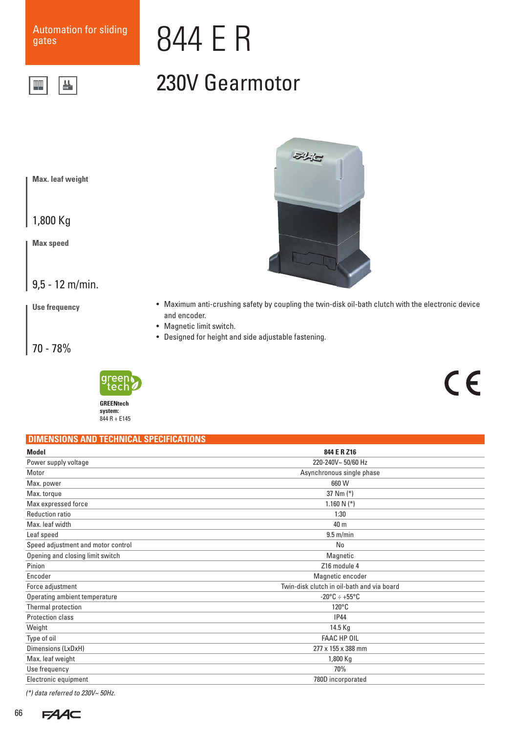Automation for sliding gates

# 844 E R

## 230V Gearmotor

**Max. leaf weight**

1,800 Kg

**Max speed**

9,5 - 12 m/min.

**Use frequency**

70 - 78%

- Maximum anti-crushing safety by coupling the twin-disk oil-bath clutch with the electronic device and encoder.
- Magnetic limit switch.
- Designed for height and side adjustable fastening.

green tech

**GREENtech system:**
844 R + E145

## DIMENSIONS AND TECHNICAL SPECIFICATIONS

| **Model** | **844 E R Z16** |
|---|---|
| Power supply voltage | 220-240V~ 50/60 Hz |
| Motor | Asynchronous single phase |
| Max. power | 660 W |
| Max. torque | 37 Nm (*) |
| Max expressed force | 1.160 N (*) |
| Reduction ratio | 1:30 |
| Max. leaf width | 40 m |
| Leaf speed | 9.5 m/min |
| Speed adjustment and motor control | No |
| Opening and closing limit switch | Magnetic |
| Pinion | Z16 module 4 |
| Encoder | Magnetic encoder |
| Force adjustment | Twin-disk clutch in oil-bath and via board |
| Operating ambient temperature | -20°C ÷ +55°C |
| Thermal protection | 120°C |
| Protection class | IP44 |
| Weight | 14.5 Kg |
| Type of oil | FAAC HP OIL |
| Dimensions (LxDxH) | 277 x 155 x 388 mm |
| Max. leaf weight | 1,800 Kg |
| Use frequency | 70% |
| Electronic equipment | 780D incorporated |

*(*) data referred to 230V~ 50Hz.*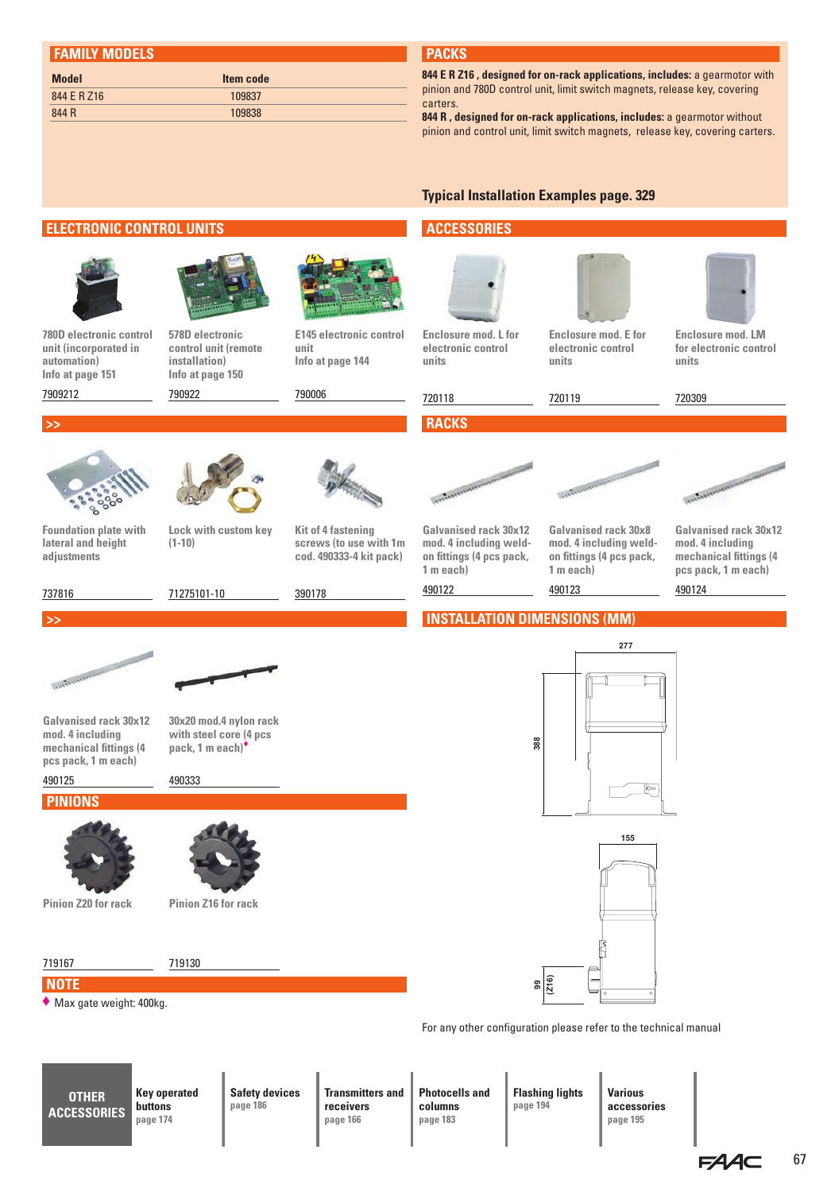## FAMILY MODELS

| Model | Item code |
|---|---|
| 844 E R Z16 | 109837 |
| 844 R | 109838 |

## PACKS

**844 E R Z16 , designed for on-rack applications, includes:** a gearmotor with pinion and 780D control unit, limit switch magnets, release key, covering carters.

**844 R , designed for on-rack applications, includes:** a gearmotor without pinion and control unit, limit switch magnets, release key, covering carters.

**Typical Installation Examples page. 329**

## ELECTRONIC CONTROL UNITS

780D electronic control unit (incorporated in automation)
Info at page 151
7909212

578D electronic control unit (remote installation)
Info at page 150
790922

E145 electronic control unit
Info at page 144
790006

## >>

Foundation plate with lateral and height adjustments
737816

Lock with custom key (1-10)
71275101-10

Kit of 4 fastening screws (to use with 1m cod. 490333-4 kit pack)
390178

## >>

Galvanised rack 30x12 mod. 4 including mechanical fittings (4 pcs pack, 1 m each)
490125

30x20 mod.4 nylon rack with steel core (4 pcs pack, 1 m each)♦
490333

## PINIONS

Pinion Z20 for rack
719167

Pinion Z16 for rack
719130

## NOTE

♦ Max gate weight: 400kg.

## ACCESSORIES

Enclosure mod. L for electronic control units
720118

Enclosure mod. E for electronic control units
720119

Enclosure mod. LM for electronic control units
720309

## RACKS

Galvanised rack 30x12 mod. 4 including weld-on fittings (4 pcs pack, 1 m each)
490122

Galvanised rack 30x8 mod. 4 including weld-on fittings (4 pcs pack, 1 m each)
490123

Galvanised rack 30x12 mod. 4 including mechanical fittings (4 pcs pack, 1 m each)
490124

## INSTALLATION DIMENSIONS (MM)

277
388
155
99
(Z16)

For any other configuration please refer to the technical manual

## OTHER ACCESSORIES

Key operated buttons
page 174

Safety devices
page 186

Transmitters and receivers
page 166

Photocells and columns
page 183

Flashing lights
page 194

Various accessories
page 195